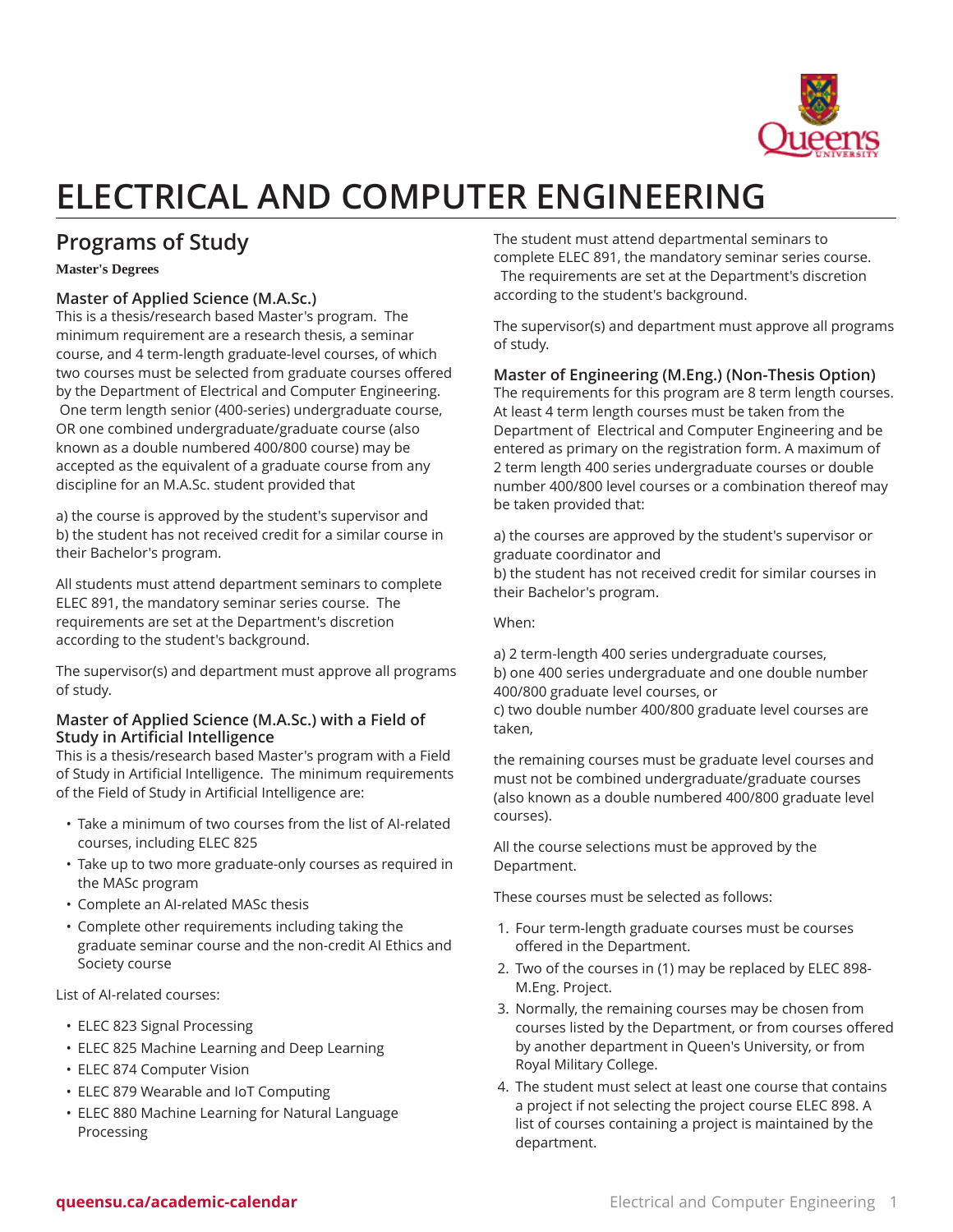# ELECTRICAL AND COMPUTER ENGINEERING

## Programs of Study

**Master's Degrees**

### Master of Applied Science (M.A.Sc.)

This is a thesis/research based Master's program. The minimum requirement are a research thesis, a seminar course, and 4 term-length graduate-level courses, of which two courses must be selected from graduate courses offered by the Department of Electrical and Computer Engineering. One term length senior (400-series) undergraduate course, OR one combined undergraduate/graduate course (also known as a double numbered 400/800 course) may be accepted as the equivalent of a graduate course from any discipline for an M.A.Sc. student provided that

a) the course is approved by the student's supervisor and
b) the student has not received credit for a similar course in their Bachelor's program.

All students must attend department seminars to complete ELEC 891, the mandatory seminar series course. The requirements are set at the Department's discretion according to the student's background.

The supervisor(s) and department must approve all programs of study.

### Master of Applied Science (M.A.Sc.) with a Field of Study in Artificial Intelligence

This is a thesis/research based Master's program with a Field of Study in Artificial Intelligence. The minimum requirements of the Field of Study in Artificial Intelligence are:

- Take a minimum of two courses from the list of AI-related courses, including ELEC 825
- Take up to two more graduate-only courses as required in the MASc program
- Complete an AI-related MASc thesis
- Complete other requirements including taking the graduate seminar course and the non-credit AI Ethics and Society course

List of AI-related courses:

- ELEC 823 Signal Processing
- ELEC 825 Machine Learning and Deep Learning
- ELEC 874 Computer Vision
- ELEC 879 Wearable and IoT Computing
- ELEC 880 Machine Learning for Natural Language Processing

The student must attend departmental seminars to complete ELEC 891, the mandatory seminar series course. The requirements are set at the Department's discretion according to the student's background.

The supervisor(s) and department must approve all programs of study.

### Master of Engineering (M.Eng.) (Non-Thesis Option)

The requirements for this program are 8 term length courses. At least 4 term length courses must be taken from the Department of Electrical and Computer Engineering and be entered as primary on the registration form. A maximum of 2 term length 400 series undergraduate courses or double number 400/800 level courses or a combination thereof may be taken provided that:

a) the courses are approved by the student's supervisor or graduate coordinator and
b) the student has not received credit for similar courses in their Bachelor's program.

When:

a) 2 term-length 400 series undergraduate courses,
b) one 400 series undergraduate and one double number 400/800 graduate level courses, or
c) two double number 400/800 graduate level courses are taken,

the remaining courses must be graduate level courses and must not be combined undergraduate/graduate courses (also known as a double numbered 400/800 graduate level courses).

All the course selections must be approved by the Department.

These courses must be selected as follows:

1. Four term-length graduate courses must be courses offered in the Department.
2. Two of the courses in (1) may be replaced by ELEC 898-M.Eng. Project.
3. Normally, the remaining courses may be chosen from courses listed by the Department, or from courses offered by another department in Queen's University, or from Royal Military College.
4. The student must select at least one course that contains a project if not selecting the project course ELEC 898. A list of courses containing a project is maintained by the department.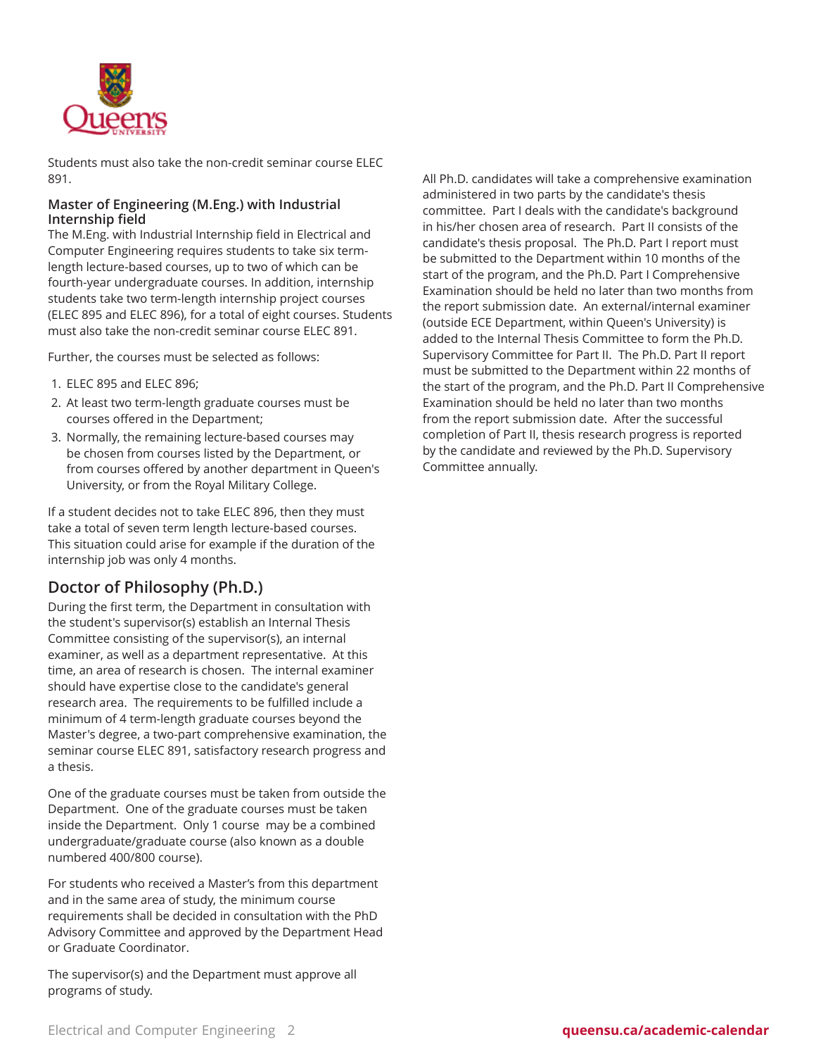Students must also take the non-credit seminar course ELEC 891.

### Master of Engineering (M.Eng.) with Industrial Internship field

The M.Eng. with Industrial Internship field in Electrical and Computer Engineering requires students to take six term-length lecture-based courses, up to two of which can be fourth-year undergraduate courses. In addition, internship students take two term-length internship project courses (ELEC 895 and ELEC 896), for a total of eight courses. Students must also take the non-credit seminar course ELEC 891.

Further, the courses must be selected as follows:

1. ELEC 895 and ELEC 896;
2. At least two term-length graduate courses must be courses offered in the Department;
3. Normally, the remaining lecture-based courses may be chosen from courses listed by the Department, or from courses offered by another department in Queen's University, or from the Royal Military College.

If a student decides not to take ELEC 896, then they must take a total of seven term length lecture-based courses. This situation could arise for example if the duration of the internship job was only 4 months.

## Doctor of Philosophy (Ph.D.)

During the first term, the Department in consultation with the student's supervisor(s) establish an Internal Thesis Committee consisting of the supervisor(s), an internal examiner, as well as a department representative. At this time, an area of research is chosen. The internal examiner should have expertise close to the candidate's general research area. The requirements to be fulfilled include a minimum of 4 term-length graduate courses beyond the Master's degree, a two-part comprehensive examination, the seminar course ELEC 891, satisfactory research progress and a thesis.

One of the graduate courses must be taken from outside the Department. One of the graduate courses must be taken inside the Department. Only 1 course may be a combined undergraduate/graduate course (also known as a double numbered 400/800 course).

For students who received a Master's from this department and in the same area of study, the minimum course requirements shall be decided in consultation with the PhD Advisory Committee and approved by the Department Head or Graduate Coordinator.

The supervisor(s) and the Department must approve all programs of study.

All Ph.D. candidates will take a comprehensive examination administered in two parts by the candidate's thesis committee. Part I deals with the candidate's background in his/her chosen area of research. Part II consists of the candidate's thesis proposal. The Ph.D. Part I report must be submitted to the Department within 10 months of the start of the program, and the Ph.D. Part I Comprehensive Examination should be held no later than two months from the report submission date. An external/internal examiner (outside ECE Department, within Queen's University) is added to the Internal Thesis Committee to form the Ph.D. Supervisory Committee for Part II. The Ph.D. Part II report must be submitted to the Department within 22 months of the start of the program, and the Ph.D. Part II Comprehensive Examination should be held no later than two months from the report submission date. After the successful completion of Part II, thesis research progress is reported by the candidate and reviewed by the Ph.D. Supervisory Committee annually.